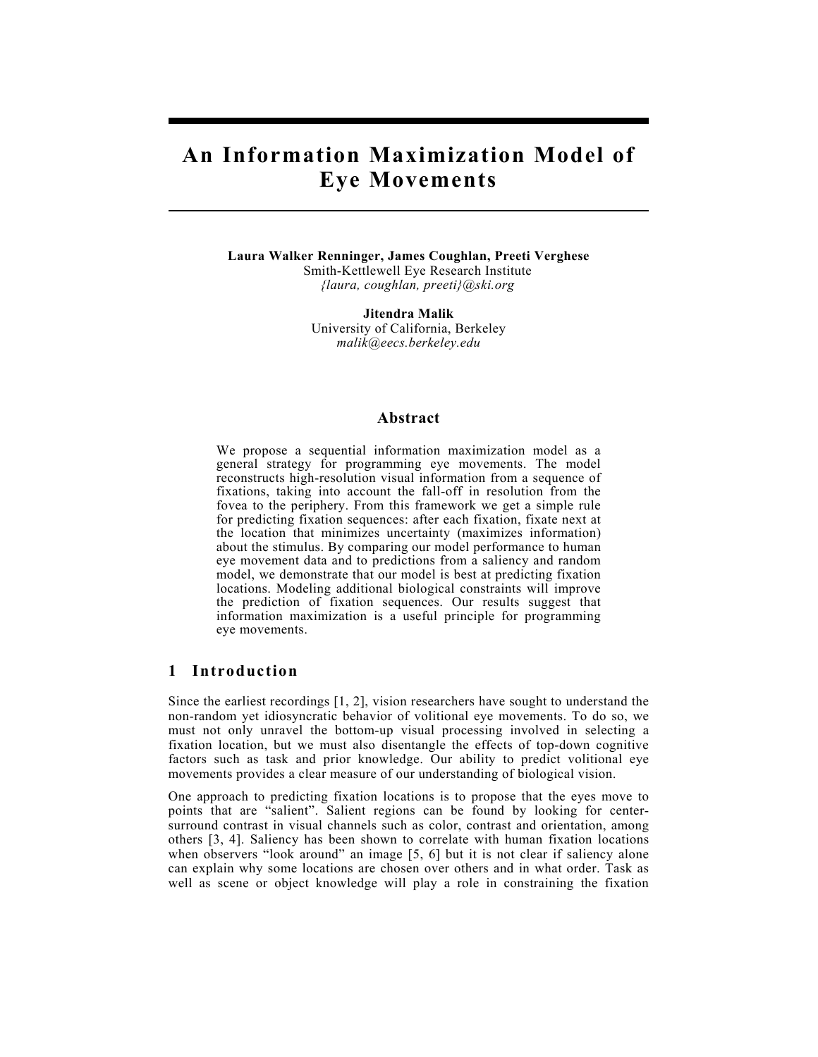# An Information Maximization Model of Eye Movements

**Laura Walker Renninger, James Coughlan, Preeti Verghese**
Smith-Kettlewell Eye Research Institute
*{laura, coughlan, preeti}@ski.org*

**Jitendra Malik**
University of California, Berkeley
*malik@eecs.berkeley.edu*

## Abstract

We propose a sequential information maximization model as a general strategy for programming eye movements. The model reconstructs high-resolution visual information from a sequence of fixations, taking into account the fall-off in resolution from the fovea to the periphery. From this framework we get a simple rule for predicting fixation sequences: after each fixation, fixate next at the location that minimizes uncertainty (maximizes information) about the stimulus. By comparing our model performance to human eye movement data and to predictions from a saliency and random model, we demonstrate that our model is best at predicting fixation locations. Modeling additional biological constraints will improve the prediction of fixation sequences. Our results suggest that information maximization is a useful principle for programming eye movements.

## 1 Introduction

Since the earliest recordings [1, 2], vision researchers have sought to understand the non-random yet idiosyncratic behavior of volitional eye movements. To do so, we must not only unravel the bottom-up visual processing involved in selecting a fixation location, but we must also disentangle the effects of top-down cognitive factors such as task and prior knowledge. Our ability to predict volitional eye movements provides a clear measure of our understanding of biological vision.

One approach to predicting fixation locations is to propose that the eyes move to points that are "salient". Salient regions can be found by looking for center-surround contrast in visual channels such as color, contrast and orientation, among others [3, 4]. Saliency has been shown to correlate with human fixation locations when observers "look around" an image [5, 6] but it is not clear if saliency alone can explain why some locations are chosen over others and in what order. Task as well as scene or object knowledge will play a role in constraining the fixation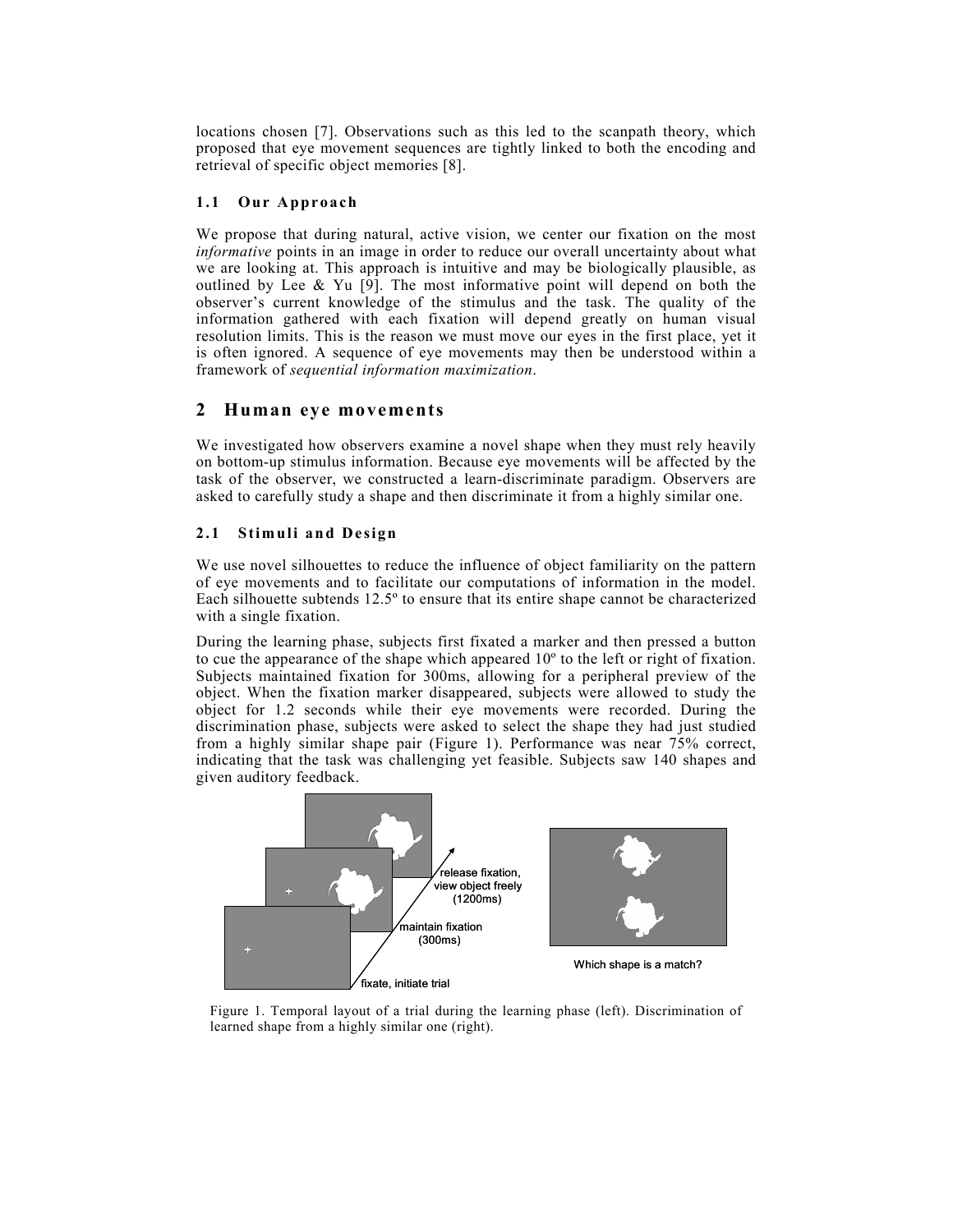locations chosen [7]. Observations such as this led to the scanpath theory, which proposed that eye movement sequences are tightly linked to both the encoding and retrieval of specific object memories [8].

### 1.1 Our Approach

We propose that during natural, active vision, we center our fixation on the most *informative* points in an image in order to reduce our overall uncertainty about what we are looking at. This approach is intuitive and may be biologically plausible, as outlined by Lee & Yu [9]. The most informative point will depend on both the observer's current knowledge of the stimulus and the task. The quality of the information gathered with each fixation will depend greatly on human visual resolution limits. This is the reason we must move our eyes in the first place, yet it is often ignored. A sequence of eye movements may then be understood within a framework of *sequential information maximization*.

## 2 Human eye movements

We investigated how observers examine a novel shape when they must rely heavily on bottom-up stimulus information. Because eye movements will be affected by the task of the observer, we constructed a learn-discriminate paradigm. Observers are asked to carefully study a shape and then discriminate it from a highly similar one.

### 2.1 Stimuli and Design

We use novel silhouettes to reduce the influence of object familiarity on the pattern of eye movements and to facilitate our computations of information in the model. Each silhouette subtends 12.5º to ensure that its entire shape cannot be characterized with a single fixation.

During the learning phase, subjects first fixated a marker and then pressed a button to cue the appearance of the shape which appeared 10º to the left or right of fixation. Subjects maintained fixation for 300ms, allowing for a peripheral preview of the object. When the fixation marker disappeared, subjects were allowed to study the object for 1.2 seconds while their eye movements were recorded. During the discrimination phase, subjects were asked to select the shape they had just studied from a highly similar shape pair (Figure 1). Performance was near 75% correct, indicating that the task was challenging yet feasible. Subjects saw 140 shapes and given auditory feedback.

fixate, initiate trial

maintain fixation (300ms)

release fixation, view object freely (1200ms)

Which shape is a match?

Figure 1. Temporal layout of a trial during the learning phase (left). Discrimination of learned shape from a highly similar one (right).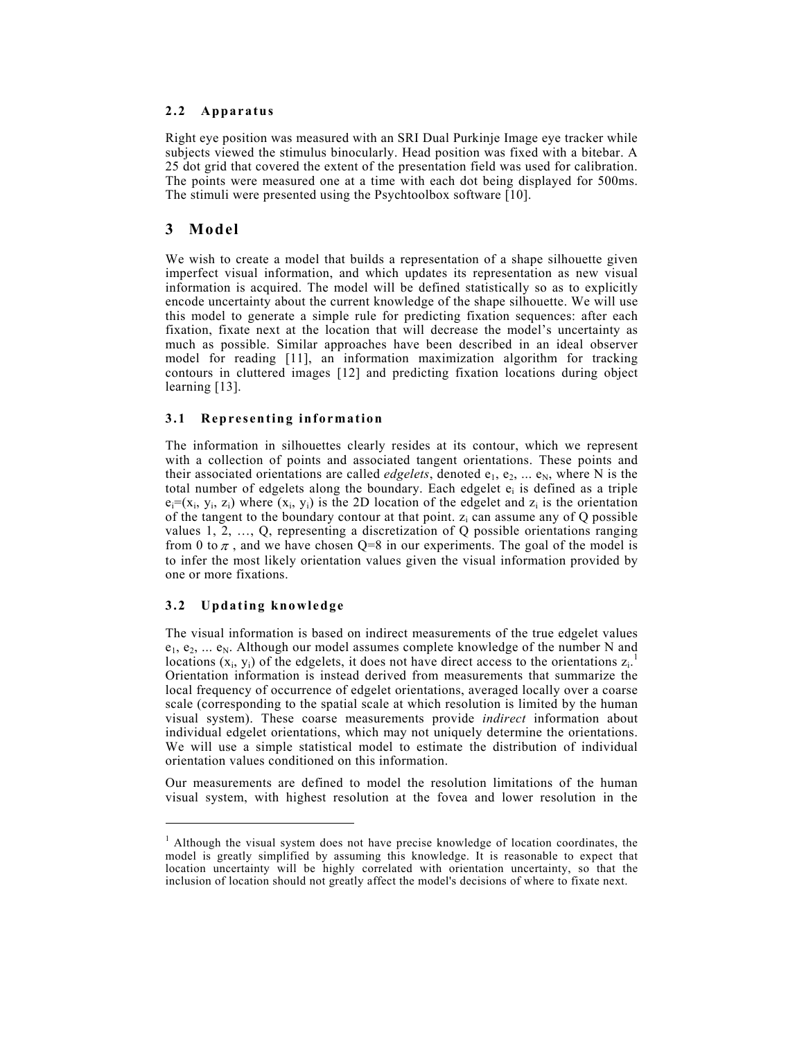### 2.2 Apparatus

Right eye position was measured with an SRI Dual Purkinje Image eye tracker while subjects viewed the stimulus binocularly. Head position was fixed with a bitebar. A 25 dot grid that covered the extent of the presentation field was used for calibration. The points were measured one at a time with each dot being displayed for 500ms. The stimuli were presented using the Psychtoolbox software [10].

## 3 Model

We wish to create a model that builds a representation of a shape silhouette given imperfect visual information, and which updates its representation as new visual information is acquired. The model will be defined statistically so as to explicitly encode uncertainty about the current knowledge of the shape silhouette. We will use this model to generate a simple rule for predicting fixation sequences: after each fixation, fixate next at the location that will decrease the model's uncertainty as much as possible. Similar approaches have been described in an ideal observer model for reading [11], an information maximization algorithm for tracking contours in cluttered images [12] and predicting fixation locations during object learning [13].

### 3.1 Representing information

The information in silhouettes clearly resides at its contour, which we represent with a collection of points and associated tangent orientations. These points and their associated orientations are called *edgelets*, denoted $e_1$, $e_2$, ... $e_N$, where N is the total number of edgelets along the boundary. Each edgelet $e_i$ is defined as a triple $e_i=(x_i, y_i, z_i)$ where $(x_i, y_i)$ is the 2D location of the edgelet and $z_i$ is the orientation of the tangent to the boundary contour at that point. $z_i$ can assume any of Q possible values 1, 2, …, Q, representing a discretization of Q possible orientations ranging from 0 to $\pi$, and we have chosen Q=8 in our experiments. The goal of the model is to infer the most likely orientation values given the visual information provided by one or more fixations.

### 3.2 Updating knowledge

The visual information is based on indirect measurements of the true edgelet values $e_1$, $e_2$, ... $e_N$. Although our model assumes complete knowledge of the number N and locations $(x_i, y_i)$ of the edgelets, it does not have direct access to the orientations $z_i$.[1] Orientation information is instead derived from measurements that summarize the local frequency of occurrence of edgelet orientations, averaged locally over a coarse scale (corresponding to the spatial scale at which resolution is limited by the human visual system). These coarse measurements provide *indirect* information about individual edgelet orientations, which may not uniquely determine the orientations. We will use a simple statistical model to estimate the distribution of individual orientation values conditioned on this information.

Our measurements are defined to model the resolution limitations of the human visual system, with highest resolution at the fovea and lower resolution in the

[1] Although the visual system does not have precise knowledge of location coordinates, the model is greatly simplified by assuming this knowledge. It is reasonable to expect that location uncertainty will be highly correlated with orientation uncertainty, so that the inclusion of location should not greatly affect the model's decisions of where to fixate next.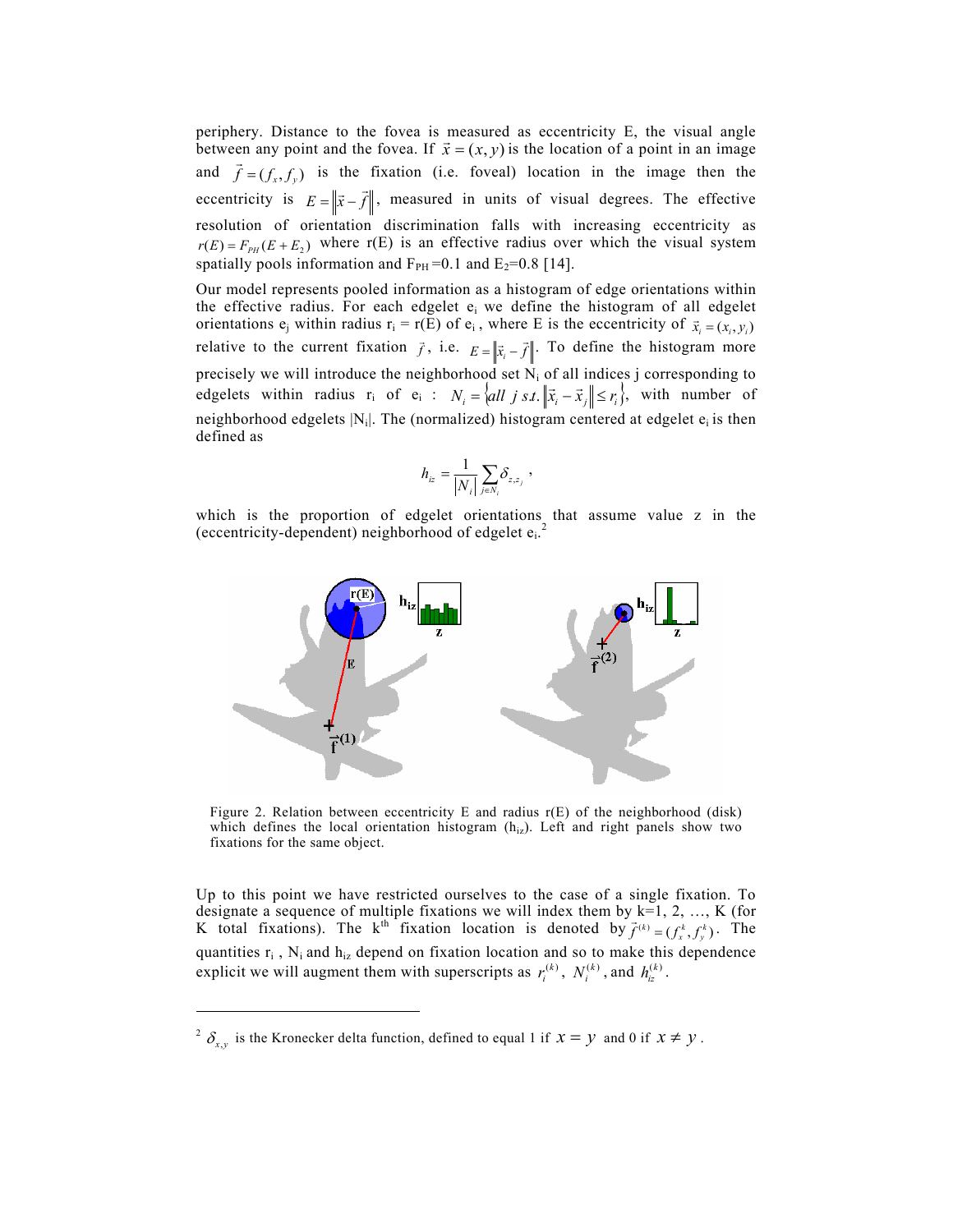periphery. Distance to the fovea is measured as eccentricity E, the visual angle between any point and the fovea. If $\vec{x} = (x, y)$ is the location of a point in an image and $\vec{f} = (f_x, f_y)$ is the fixation (i.e. foveal) location in the image then the eccentricity is $E = \|\vec{x} - \vec{f}\|$, measured in units of visual degrees. The effective resolution of orientation discrimination falls with increasing eccentricity as $r(E) = F_{PH}(E + E_2)$ where r(E) is an effective radius over which the visual system spatially pools information and $F_{PH}=0.1$ and $E_2=0.8$ [14].

Our model represents pooled information as a histogram of edge orientations within the effective radius. For each edgelet $e_i$ we define the histogram of all edgelet orientations $e_j$ within radius $r_i = r(E)$ of $e_i$, where E is the eccentricity of $\vec{x}_i = (x_i, y_i)$ relative to the current fixation $\vec{f}$, i.e. $E = \|\vec{x}_i - \vec{f}\|$. To define the histogram more precisely we will introduce the neighborhood set $N_i$ of all indices j corresponding to edgelets within radius $r_i$ of $e_i$ : $N_i = \{all\ j\ s.t. \|\vec{x}_i - \vec{x}_j\| \le r_i\}$, with number of neighborhood edgelets $|N_i|$. The (normalized) histogram centered at edgelet $e_i$ is then defined as

$$h_{iz} = \frac{1}{|N_i|} \sum_{j \in N_i} \delta_{z,z_j},$$

which is the proportion of edgelet orientations that assume value z in the (eccentricity-dependent) neighborhood of edgelet $e_i$.[2]

Figure 2. Relation between eccentricity E and radius r(E) of the neighborhood (disk) which defines the local orientation histogram ($h_{iz}$). Left and right panels show two fixations for the same object.

Up to this point we have restricted ourselves to the case of a single fixation. To designate a sequence of multiple fixations we will index them by k=1, 2, …, K (for K total fixations). The $k^{th}$ fixation location is denoted by $\vec{f}^{(k)} = (f_x^k, f_y^k)$. The quantities $r_i$, $N_i$ and $h_{iz}$ depend on fixation location and so to make this dependence explicit we will augment them with superscripts as $r_i^{(k)}$, $N_i^{(k)}$, and $h_{iz}^{(k)}$.

---

[2] $\delta_{x,y}$ is the Kronecker delta function, defined to equal 1 if $x = y$ and 0 if $x \ne y$.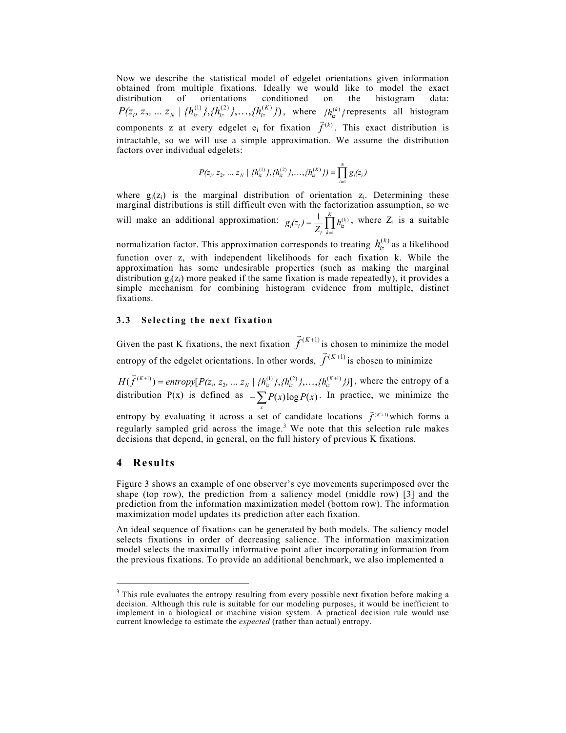Now we describe the statistical model of edgelet orientations given information obtained from multiple fixations. Ideally we would like to model the exact distribution of orientations conditioned on the histogram data: $P(z_i, z_2, \ldots z_N \mid \{h_{iz}^{(1)}\},\{h_{iz}^{(2)}\},\ldots,\{h_{iz}^{(K)}\})$, where $\{h_{iz}^{(k)}\}$ represents all histogram components z at every edgelet $e_i$ for fixation $\vec{f}^{(k)}$. This exact distribution is intractable, so we will use a simple approximation. We assume the distribution factors over individual edgelets:

$$P(z_i, z_2, \ldots z_N \mid \{h_{iz}^{(1)}\},\{h_{iz}^{(2)}\},\ldots,\{h_{iz}^{(K)}\}) = \prod_{i=1}^{N} g_i(z_i)$$

where $g_i(z_i)$ is the marginal distribution of orientation $z_i$. Determining these marginal distributions is still difficult even with the factorization assumption, so we will make an additional approximation: $g_i(z_i) = \frac{1}{Z_i}\prod_{k=1}^{K} h_{iz}^{(k)}$, where $Z_i$ is a suitable normalization factor. This approximation corresponds to treating $h_{iz}^{(k)}$ as a likelihood function over z, with independent likelihoods for each fixation k. While the approximation has some undesirable properties (such as making the marginal distribution $g_i(z_i)$ more peaked if the same fixation is made repeatedly), it provides a simple mechanism for combining histogram evidence from multiple, distinct fixations.

### 3.3 Selecting the next fixation

Given the past K fixations, the next fixation $\vec{f}^{(K+1)}$ is chosen to minimize the model entropy of the edgelet orientations. In other words, $\vec{f}^{(K+1)}$ is chosen to minimize

$H(\vec{f}^{(K+1)}) = entropy[P(z_i, z_2, \ldots z_N \mid \{h_{iz}^{(1)}\},\{h_{iz}^{(2)}\},\ldots,\{h_{iz}^{(K+1)}\})]$, where the entropy of a distribution P(x) is defined as $-\sum_x P(x)\log P(x)$. In practice, we minimize the entropy by evaluating it across a set of candidate locations $\vec{f}^{(K+1)}$ which forms a regularly sampled grid across the image.[3] We note that this selection rule makes decisions that depend, in general, on the full history of previous K fixations.

## 4 Results

Figure 3 shows an example of one observer's eye movements superimposed over the shape (top row), the prediction from a saliency model (middle row) [3] and the prediction from the information maximization model (bottom row). The information maximization model updates its prediction after each fixation.

An ideal sequence of fixations can be generated by both models. The saliency model selects fixations in order of decreasing salience. The information maximization model selects the maximally informative point after incorporating information from the previous fixations. To provide an additional benchmark, we also implemented a

---

[3] This rule evaluates the entropy resulting from every possible next fixation before making a decision. Although this rule is suitable for our modeling purposes, it would be inefficient to implement in a biological or machine vision system. A practical decision rule would use current knowledge to estimate the *expected* (rather than actual) entropy.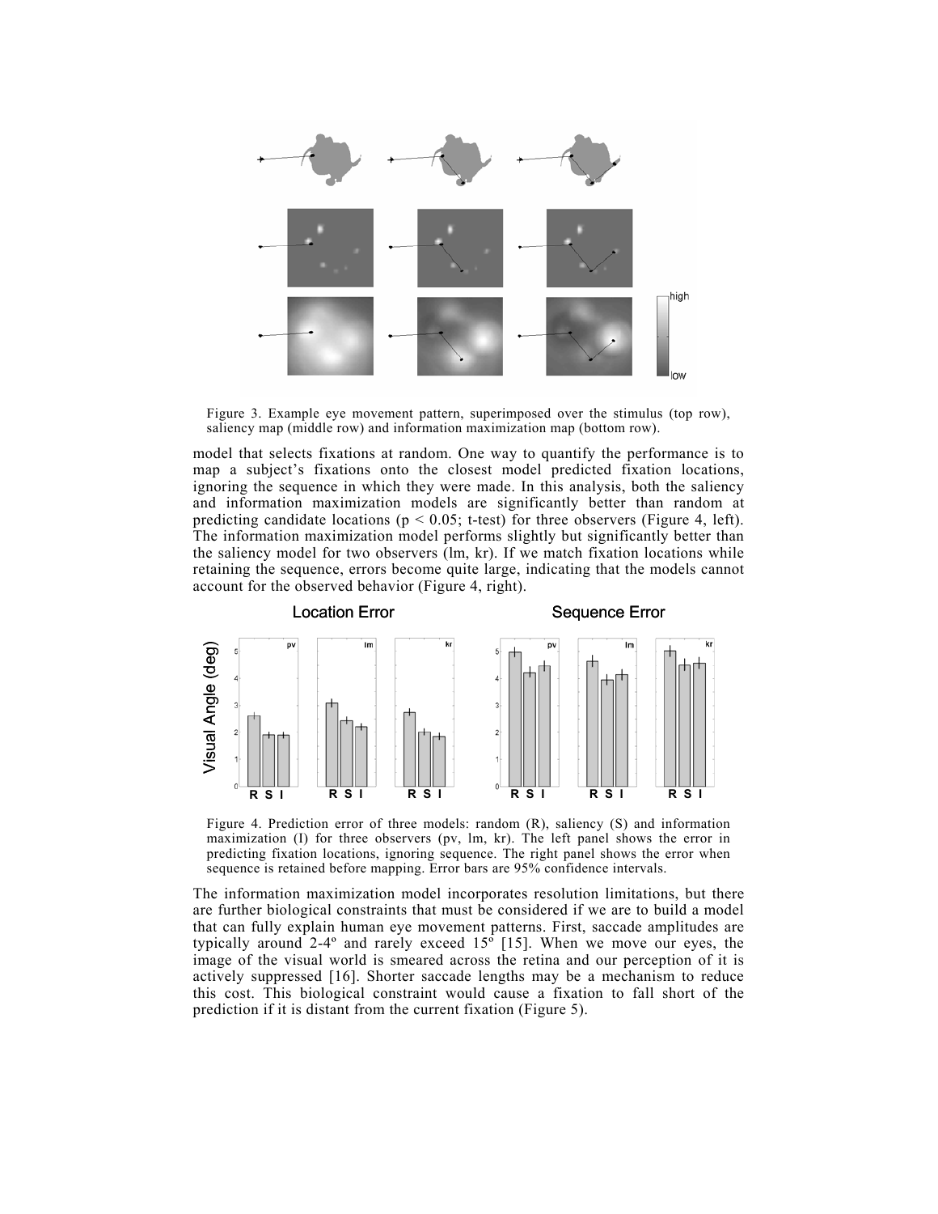Figure 3. Example eye movement pattern, superimposed over the stimulus (top row), saliency map (middle row) and information maximization map (bottom row).

model that selects fixations at random. One way to quantify the performance is to map a subject's fixations onto the closest model predicted fixation locations, ignoring the sequence in which they were made. In this analysis, both the saliency and information maximization models are significantly better than random at predicting candidate locations ($p < 0.05$; t-test) for three observers (Figure 4, left). The information maximization model performs slightly but significantly better than the saliency model for two observers (lm, kr). If we match fixation locations while retaining the sequence, errors become quite large, indicating that the models cannot account for the observed behavior (Figure 4, right).

Figure 4. Prediction error of three models: random (R), saliency (S) and information maximization (I) for three observers (pv, lm, kr). The left panel shows the error in predicting fixation locations, ignoring sequence. The right panel shows the error when sequence is retained before mapping. Error bars are 95% confidence intervals.

The information maximization model incorporates resolution limitations, but there are further biological constraints that must be considered if we are to build a model that can fully explain human eye movement patterns. First, saccade amplitudes are typically around 2-4º and rarely exceed 15º [15]. When we move our eyes, the image of the visual world is smeared across the retina and our perception of it is actively suppressed [16]. Shorter saccade lengths may be a mechanism to reduce this cost. This biological constraint would cause a fixation to fall short of the prediction if it is distant from the current fixation (Figure 5).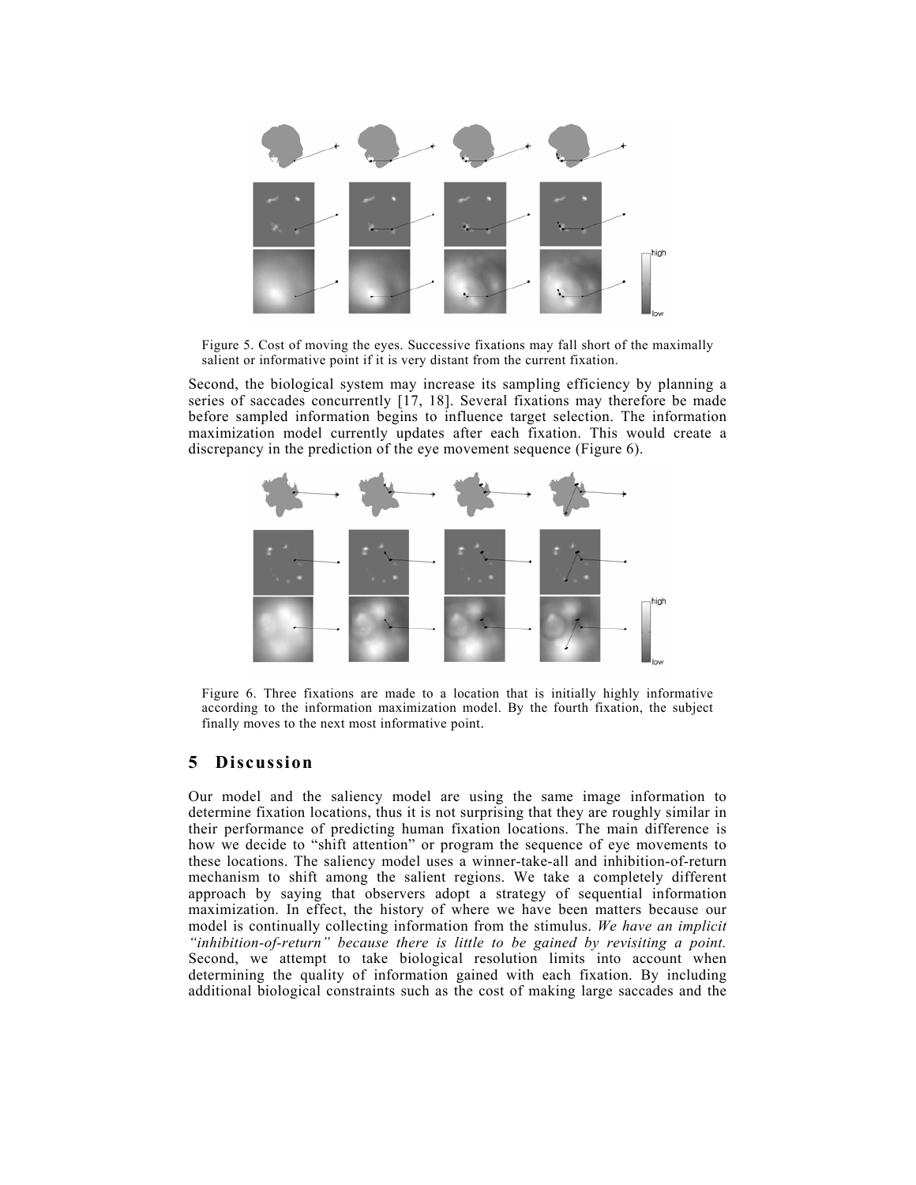Figure 5. Cost of moving the eyes. Successive fixations may fall short of the maximally salient or informative point if it is very distant from the current fixation.

Second, the biological system may increase its sampling efficiency by planning a series of saccades concurrently [17, 18]. Several fixations may therefore be made before sampled information begins to influence target selection. The information maximization model currently updates after each fixation. This would create a discrepancy in the prediction of the eye movement sequence (Figure 6).

Figure 6. Three fixations are made to a location that is initially highly informative according to the information maximization model. By the fourth fixation, the subject finally moves to the next most informative point.

## 5 Discussion

Our model and the saliency model are using the same image information to determine fixation locations, thus it is not surprising that they are roughly similar in their performance of predicting human fixation locations. The main difference is how we decide to "shift attention" or program the sequence of eye movements to these locations. The saliency model uses a winner-take-all and inhibition-of-return mechanism to shift among the salient regions. We take a completely different approach by saying that observers adopt a strategy of sequential information maximization. In effect, the history of where we have been matters because our model is continually collecting information from the stimulus. *We have an implicit "inhibition-of-return" because there is little to be gained by revisiting a point.* Second, we attempt to take biological resolution limits into account when determining the quality of information gained with each fixation. By including additional biological constraints such as the cost of making large saccades and the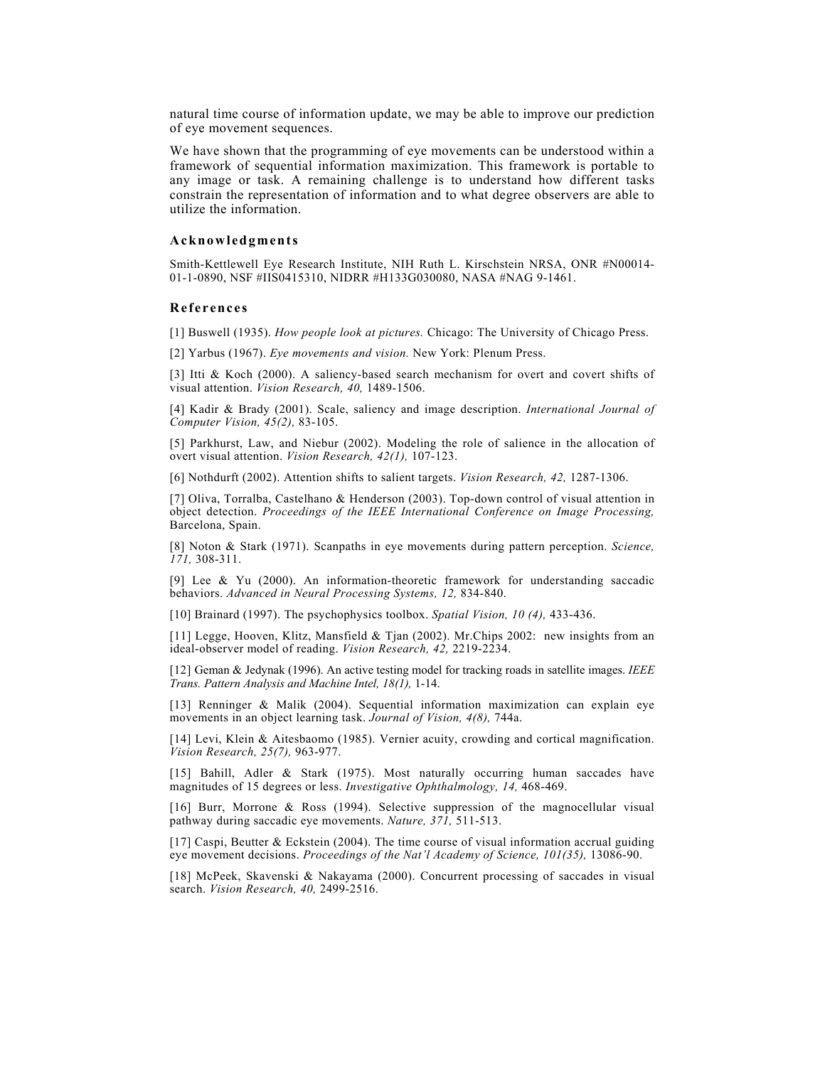natural time course of information update, we may be able to improve our prediction of eye movement sequences.

We have shown that the programming of eye movements can be understood within a framework of sequential information maximization. This framework is portable to any image or task. A remaining challenge is to understand how different tasks constrain the representation of information and to what degree observers are able to utilize the information.

## Acknowledgments

Smith-Kettlewell Eye Research Institute, NIH Ruth L. Kirschstein NRSA, ONR #N00014-01-1-0890, NSF #IIS0415310, NIDRR #H133G030080, NASA #NAG 9-1461.

## References

[1] Buswell (1935). *How people look at pictures.* Chicago: The University of Chicago Press.

[2] Yarbus (1967). *Eye movements and vision.* New York: Plenum Press.

[3] Itti & Koch (2000). A saliency-based search mechanism for overt and covert shifts of visual attention. *Vision Research, 40,* 1489-1506.

[4] Kadir & Brady (2001). Scale, saliency and image description. *International Journal of Computer Vision, 45(2),* 83-105.

[5] Parkhurst, Law, and Niebur (2002). Modeling the role of salience in the allocation of overt visual attention. *Vision Research, 42(1),* 107-123.

[6] Nothdurft (2002). Attention shifts to salient targets. *Vision Research, 42,* 1287-1306.

[7] Oliva, Torralba, Castelhano & Henderson (2003). Top-down control of visual attention in object detection. *Proceedings of the IEEE International Conference on Image Processing,* Barcelona, Spain.

[8] Noton & Stark (1971). Scanpaths in eye movements during pattern perception. *Science, 171,* 308-311.

[9] Lee & Yu (2000). An information-theoretic framework for understanding saccadic behaviors. *Advanced in Neural Processing Systems, 12,* 834-840.

[10] Brainard (1997). The psychophysics toolbox. *Spatial Vision, 10 (4),* 433-436.

[11] Legge, Hooven, Klitz, Mansfield & Tjan (2002). Mr.Chips 2002: new insights from an ideal-observer model of reading. *Vision Research, 42,* 2219-2234.

[12] Geman & Jedynak (1996). An active testing model for tracking roads in satellite images. *IEEE Trans. Pattern Analysis and Machine Intel, 18(1),* 1-14.

[13] Renninger & Malik (2004). Sequential information maximization can explain eye movements in an object learning task. *Journal of Vision, 4(8),* 744a.

[14] Levi, Klein & Aitesbaomo (1985). Vernier acuity, crowding and cortical magnification. *Vision Research, 25(7),* 963-977.

[15] Bahill, Adler & Stark (1975). Most naturally occurring human saccades have magnitudes of 15 degrees or less. *Investigative Ophthalmology, 14,* 468-469.

[16] Burr, Morrone & Ross (1994). Selective suppression of the magnocellular visual pathway during saccadic eye movements. *Nature, 371,* 511-513.

[17] Caspi, Beutter & Eckstein (2004). The time course of visual information accrual guiding eye movement decisions. *Proceedings of the Nat'l Academy of Science, 101(35),* 13086-90.

[18] McPeek, Skavenski & Nakayama (2000). Concurrent processing of saccades in visual search. *Vision Research, 40,* 2499-2516.